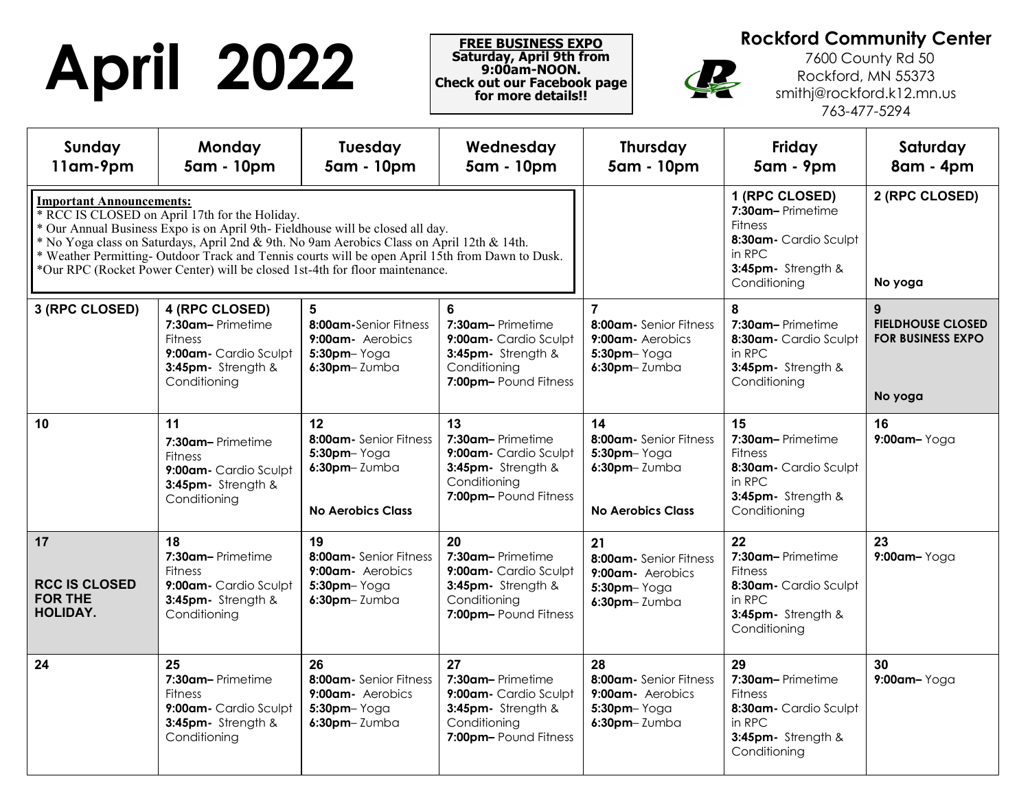# April 2022

**FREE BUSINESS EXPO**
**Saturday, April 9th from 9:00am-NOON.**
**Check out our Facebook page for more details!!**

**Rockford Community Center**
7600 County Rd 50
Rockford, MN 55373
smithj@rockford.k12.mn.us
763-477-5294

**Important Announcements:**
* RCC IS CLOSED on April 17th for the Holiday.
* Our Annual Business Expo is on April 9th- Fieldhouse will be closed all day.
* No Yoga class on Saturdays, April 2nd & 9th. No 9am Aerobics Class on April 12th & 14th.
* Weather Permitting- Outdoor Track and Tennis courts will be open April 15th from Dawn to Dusk.
*Our RPC (Rocket Power Center) will be closed 1st-4th for floor maintenance.

| Sunday 11am-9pm | Monday 5am - 10pm | Tuesday 5am - 10pm | Wednesday 5am - 10pm | Thursday 5am - 10pm | Friday 5am - 9pm | Saturday 8am - 4pm |
|---|---|---|---|---|---|---|
| | | | | | **1 (RPC CLOSED)**<br>**7:30am–** Primetime Fitness<br>**8:30am-** Cardio Sculpt in RPC<br>**3:45pm-** Strength & Conditioning | **2 (RPC CLOSED)**<br><br>**No yoga** |
| **3 (RPC CLOSED)** | **4 (RPC CLOSED)**<br>**7:30am–** Primetime Fitness<br>**9:00am-** Cardio Sculpt<br>**3:45pm-** Strength & Conditioning | **5**<br>**8:00am-**Senior Fitness<br>**9:00am-** Aerobics<br>**5:30pm**– Yoga<br>**6:30pm**– Zumba | **6**<br>**7:30am–** Primetime<br>**9:00am-** Cardio Sculpt<br>**3:45pm-** Strength & Conditioning<br>**7:00pm–** Pound Fitness | **7**<br>**8:00am-** Senior Fitness<br>**9:00am-** Aerobics<br>**5:30pm**– Yoga<br>**6:30pm**– Zumba | **8**<br>**7:30am–** Primetime<br>**8:30am-** Cardio Sculpt in RPC<br>**3:45pm-** Strength & Conditioning | **9**<br>**FIELDHOUSE CLOSED FOR BUSINESS EXPO**<br><br>**No yoga** |
| **10** | **11**<br>**7:30am–** Primetime Fitness<br>**9:00am-** Cardio Sculpt<br>**3:45pm-** Strength & Conditioning | **12**<br>**8:00am-** Senior Fitness<br>**5:30pm**– Yoga<br>**6:30pm**– Zumba<br><br>**No Aerobics Class** | **13**<br>**7:30am–** Primetime<br>**9:00am-** Cardio Sculpt<br>**3:45pm-** Strength & Conditioning<br>**7:00pm–** Pound Fitness | **14**<br>**8:00am-** Senior Fitness<br>**5:30pm**– Yoga<br>**6:30pm**– Zumba<br><br>**No Aerobics Class** | **15**<br>**7:30am–** Primetime Fitness<br>**8:30am-** Cardio Sculpt in RPC<br>**3:45pm-** Strength & Conditioning | **16**<br>**9:00am–** Yoga |
| **17**<br><br>**RCC IS CLOSED FOR THE HOLIDAY.** | **18**<br>**7:30am–** Primetime Fitness<br>**9:00am-** Cardio Sculpt<br>**3:45pm-** Strength & Conditioning | **19**<br>**8:00am-** Senior Fitness<br>**9:00am-** Aerobics<br>**5:30pm**– Yoga<br>**6:30pm**– Zumba | **20**<br>**7:30am–** Primetime<br>**9:00am-** Cardio Sculpt<br>**3:45pm-** Strength & Conditioning<br>**7:00pm–** Pound Fitness | **21**<br>**8:00am-** Senior Fitness<br>**9:00am-** Aerobics<br>**5:30pm**– Yoga<br>**6:30pm**– Zumba | **22**<br>**7:30am–** Primetime Fitness<br>**8:30am-** Cardio Sculpt in RPC<br>**3:45pm-** Strength & Conditioning | **23**<br>**9:00am–** Yoga |
| **24** | **25**<br>**7:30am–** Primetime Fitness<br>**9:00am-** Cardio Sculpt<br>**3:45pm-** Strength & Conditioning | **26**<br>**8:00am-** Senior Fitness<br>**9:00am-** Aerobics<br>**5:30pm**– Yoga<br>**6:30pm**– Zumba | **27**<br>**7:30am–** Primetime<br>**9:00am-** Cardio Sculpt<br>**3:45pm-** Strength & Conditioning<br>**7:00pm–** Pound Fitness | **28**<br>**8:00am-** Senior Fitness<br>**9:00am-** Aerobics<br>**5:30pm**– Yoga<br>**6:30pm**– Zumba | **29**<br>**7:30am–** Primetime Fitness<br>**8:30am-** Cardio Sculpt in RPC<br>**3:45pm-** Strength & Conditioning | **30**<br>**9:00am–** Yoga |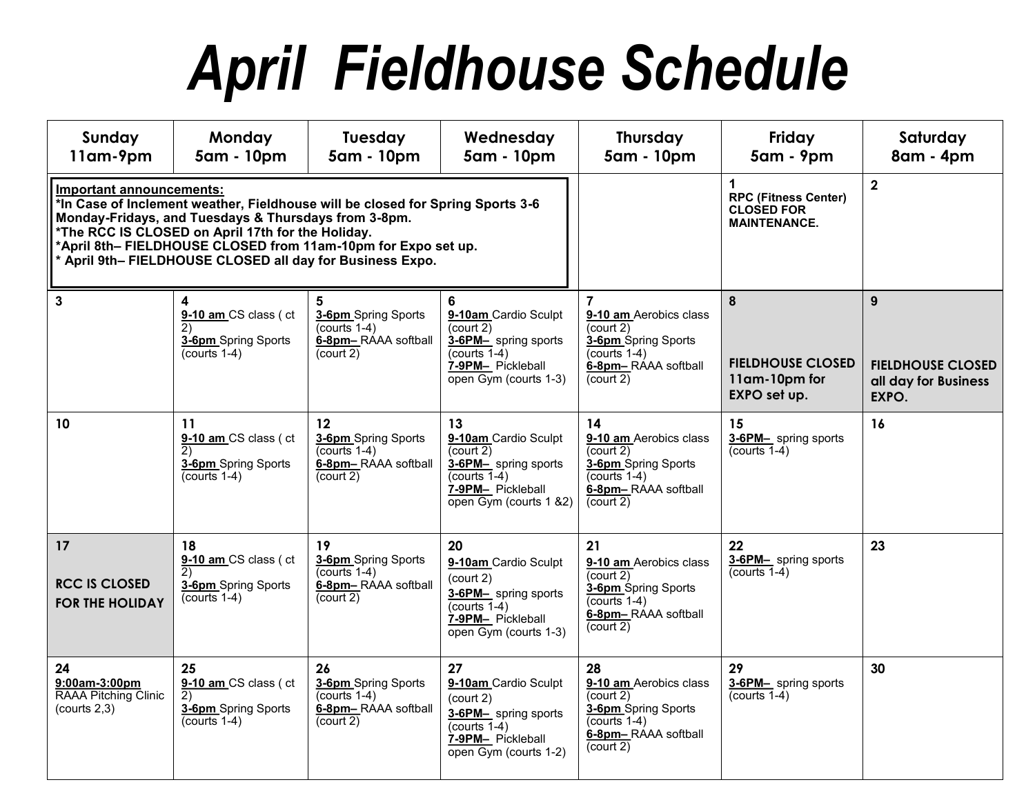# April Fieldhouse Schedule

| Sunday 11am-9pm | Monday 5am - 10pm | Tuesday 5am - 10pm | Wednesday 5am - 10pm | Thursday 5am - 10pm | Friday 5am - 9pm | Saturday 8am - 4pm |
|---|---|---|---|---|---|---|
| **Important announcements:** **\*In Case of Inclement weather, Fieldhouse will be closed for Spring Sports 3-6 Monday-Fridays, and Tuesdays & Thursdays from 3-8pm.** **\*The RCC IS CLOSED on April 17th for the Holiday.** **\*April 8th– FIELDHOUSE CLOSED from 11am-10pm for Expo set up.** **\* April 9th– FIELDHOUSE CLOSED all day for Business Expo.** | | | | | **1** **RPC (Fitness Center) CLOSED FOR MAINTENANCE.** | **2** |
| **3** | **4** **9-10 am** CS class ( ct 2) **3-6pm** Spring Sports (courts 1-4) | **5** **3-6pm** Spring Sports (courts 1-4) **6-8pm–** RAAA softball (court 2) | **6** **9-10am** Cardio Sculpt (court 2) **3-6PM–** spring sports (courts 1-4) **7-9PM–** Pickleball open Gym (courts 1-3) | **7** **9-10 am** Aerobics class (court 2) **3-6pm** Spring Sports (courts 1-4) **6-8pm–** RAAA softball (court 2) | **8** **FIELDHOUSE CLOSED 11am-10pm for EXPO set up.** | **9** **FIELDHOUSE CLOSED all day for Business EXPO.** |
| **10** | **11** **9-10 am** CS class ( ct 2) **3-6pm** Spring Sports (courts 1-4) | **12** **3-6pm** Spring Sports (courts 1-4) **6-8pm–** RAAA softball (court 2) | **13** **9-10am** Cardio Sculpt (court 2) **3-6PM–** spring sports (courts 1-4) **7-9PM–** Pickleball open Gym (courts 1 &2) | **14** **9-10 am** Aerobics class (court 2) **3-6pm** Spring Sports (courts 1-4) **6-8pm–** RAAA softball (court 2) | **15** **3-6PM–** spring sports (courts 1-4) | **16** |
| **17** **RCC IS CLOSED FOR THE HOLIDAY** | **18** **9-10 am** CS class ( ct 2) **3-6pm** Spring Sports (courts 1-4) | **19** **3-6pm** Spring Sports (courts 1-4) **6-8pm–** RAAA softball (court 2) | **20** **9-10am** Cardio Sculpt (court 2) **3-6PM–** spring sports (courts 1-4) **7-9PM–** Pickleball open Gym (courts 1-3) | **21** **9-10 am** Aerobics class (court 2) **3-6pm** Spring Sports (courts 1-4) **6-8pm–** RAAA softball (court 2) | **22** **3-6PM–** spring sports (courts 1-4) | **23** |
| **24** **9:00am-3:00pm** RAAA Pitching Clinic (courts 2,3) | **25** **9-10 am** CS class ( ct 2) **3-6pm** Spring Sports (courts 1-4) | **26** **3-6pm** Spring Sports (courts 1-4) **6-8pm–** RAAA softball (court 2) | **27** **9-10am** Cardio Sculpt (court 2) **3-6PM–** spring sports (courts 1-4) **7-9PM–** Pickleball open Gym (courts 1-2) | **28** **9-10 am** Aerobics class (court 2) **3-6pm** Spring Sports (courts 1-4) **6-8pm–** RAAA softball (court 2) | **29** **3-6PM–** spring sports (courts 1-4) | **30** |